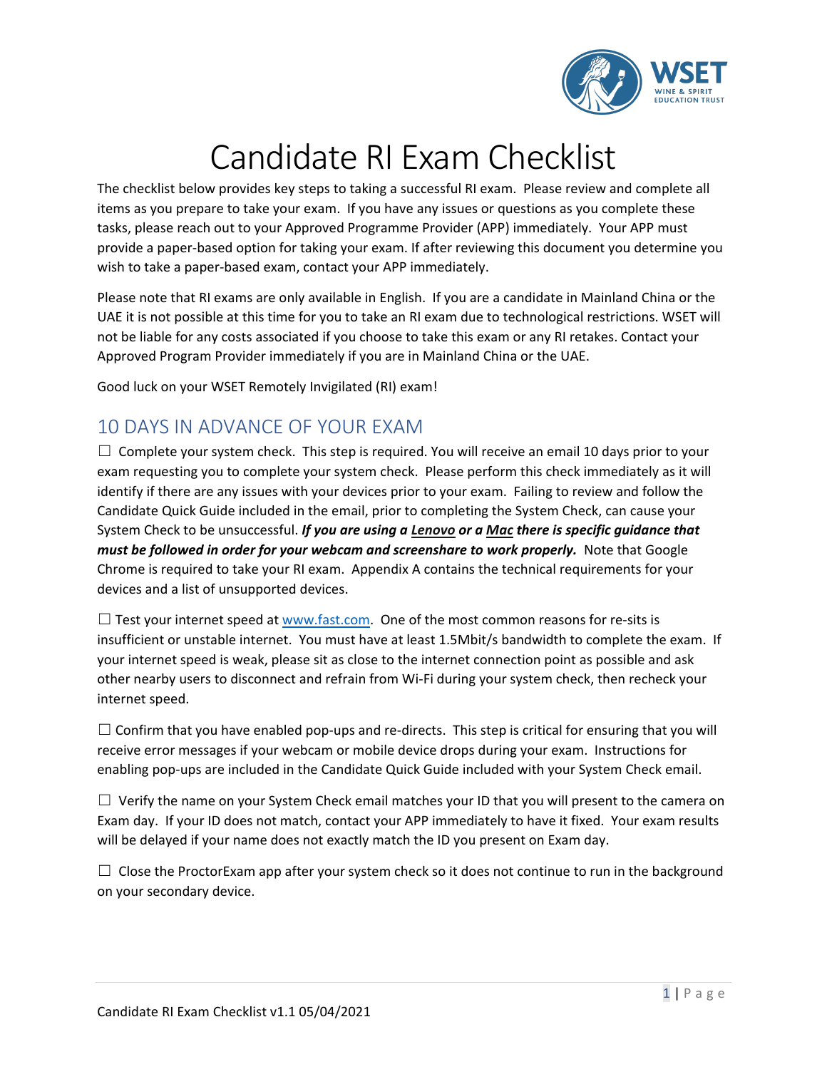# Candidate RI Exam Checklist

The checklist below provides key steps to taking a successful RI exam. Please review and complete all items as you prepare to take your exam. If you have any issues or questions as you complete these tasks, please reach out to your Approved Programme Provider (APP) immediately. Your APP must provide a paper-based option for taking your exam. If after reviewing this document you determine you wish to take a paper-based exam, contact your APP immediately.

Please note that RI exams are only available in English. If you are a candidate in Mainland China or the UAE it is not possible at this time for you to take an RI exam due to technological restrictions. WSET will not be liable for any costs associated if you choose to take this exam or any RI retakes. Contact your Approved Program Provider immediately if you are in Mainland China or the UAE.

Good luck on your WSET Remotely Invigilated (RI) exam!

## 10 DAYS IN ADVANCE OF YOUR EXAM

☐ Complete your system check. This step is required. You will receive an email 10 days prior to your exam requesting you to complete your system check. Please perform this check immediately as it will identify if there are any issues with your devices prior to your exam. Failing to review and follow the Candidate Quick Guide included in the email, prior to completing the System Check, can cause your System Check to be unsuccessful. ***If you are using a Lenovo or a Mac there is specific guidance that must be followed in order for your webcam and screenshare to work properly.*** Note that Google Chrome is required to take your RI exam. Appendix A contains the technical requirements for your devices and a list of unsupported devices.

☐ Test your internet speed at www.fast.com. One of the most common reasons for re-sits is insufficient or unstable internet. You must have at least 1.5Mbit/s bandwidth to complete the exam. If your internet speed is weak, please sit as close to the internet connection point as possible and ask other nearby users to disconnect and refrain from Wi-Fi during your system check, then recheck your internet speed.

☐ Confirm that you have enabled pop-ups and re-directs. This step is critical for ensuring that you will receive error messages if your webcam or mobile device drops during your exam. Instructions for enabling pop-ups are included in the Candidate Quick Guide included with your System Check email.

☐ Verify the name on your System Check email matches your ID that you will present to the camera on Exam day. If your ID does not match, contact your APP immediately to have it fixed. Your exam results will be delayed if your name does not exactly match the ID you present on Exam day.

☐ Close the ProctorExam app after your system check so it does not continue to run in the background on your secondary device.

Candidate RI Exam Checklist v1.1 05/04/2021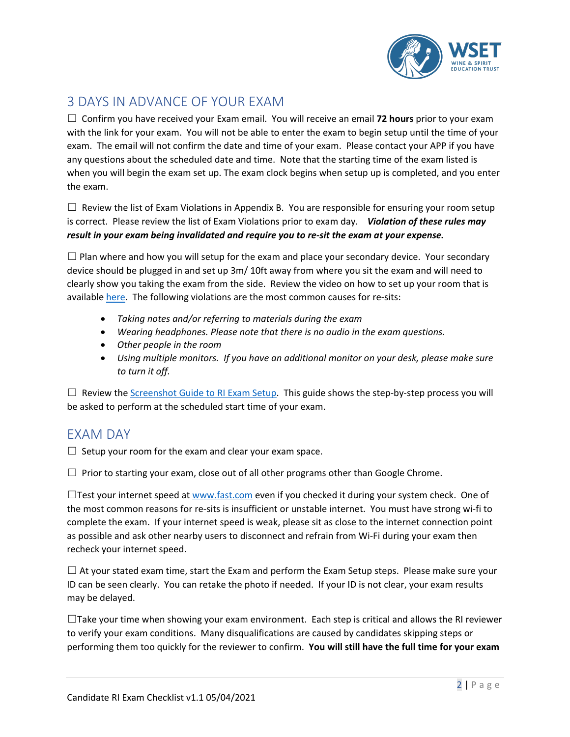## 3 DAYS IN ADVANCE OF YOUR EXAM

☐ Confirm you have received your Exam email. You will receive an email **72 hours** prior to your exam with the link for your exam. You will not be able to enter the exam to begin setup until the time of your exam. The email will not confirm the date and time of your exam. Please contact your APP if you have any questions about the scheduled date and time. Note that the starting time of the exam listed is when you will begin the exam set up. The exam clock begins when setup up is completed, and you enter the exam.

☐ Review the list of Exam Violations in Appendix B. You are responsible for ensuring your room setup is correct. Please review the list of Exam Violations prior to exam day. ***Violation of these rules may result in your exam being invalidated and require you to re-sit the exam at your expense.***

☐ Plan where and how you will setup for the exam and place your secondary device. Your secondary device should be plugged in and set up 3m/ 10ft away from where you sit the exam and will need to clearly show you taking the exam from the side. Review the video on how to set up your room that is available [here](). The following violations are the most common causes for re-sits:

- *Taking notes and/or referring to materials during the exam*
- *Wearing headphones. Please note that there is no audio in the exam questions.*
- *Other people in the room*
- *Using multiple monitors. If you have an additional monitor on your desk, please make sure to turn it off.*

☐ Review the [Screenshot Guide to RI Exam Setup](). This guide shows the step-by-step process you will be asked to perform at the scheduled start time of your exam.

## EXAM DAY

☐ Setup your room for the exam and clear your exam space.

☐ Prior to starting your exam, close out of all other programs other than Google Chrome.

☐Test your internet speed at [www.fast.com]() even if you checked it during your system check. One of the most common reasons for re-sits is insufficient or unstable internet. You must have strong wi-fi to complete the exam. If your internet speed is weak, please sit as close to the internet connection point as possible and ask other nearby users to disconnect and refrain from Wi-Fi during your exam then recheck your internet speed.

☐ At your stated exam time, start the Exam and perform the Exam Setup steps. Please make sure your ID can be seen clearly. You can retake the photo if needed. If your ID is not clear, your exam results may be delayed.

☐Take your time when showing your exam environment. Each step is critical and allows the RI reviewer to verify your exam conditions. Many disqualifications are caused by candidates skipping steps or performing them too quickly for the reviewer to confirm. **You will still have the full time for your exam**

Candidate RI Exam Checklist v1.1 05/04/2021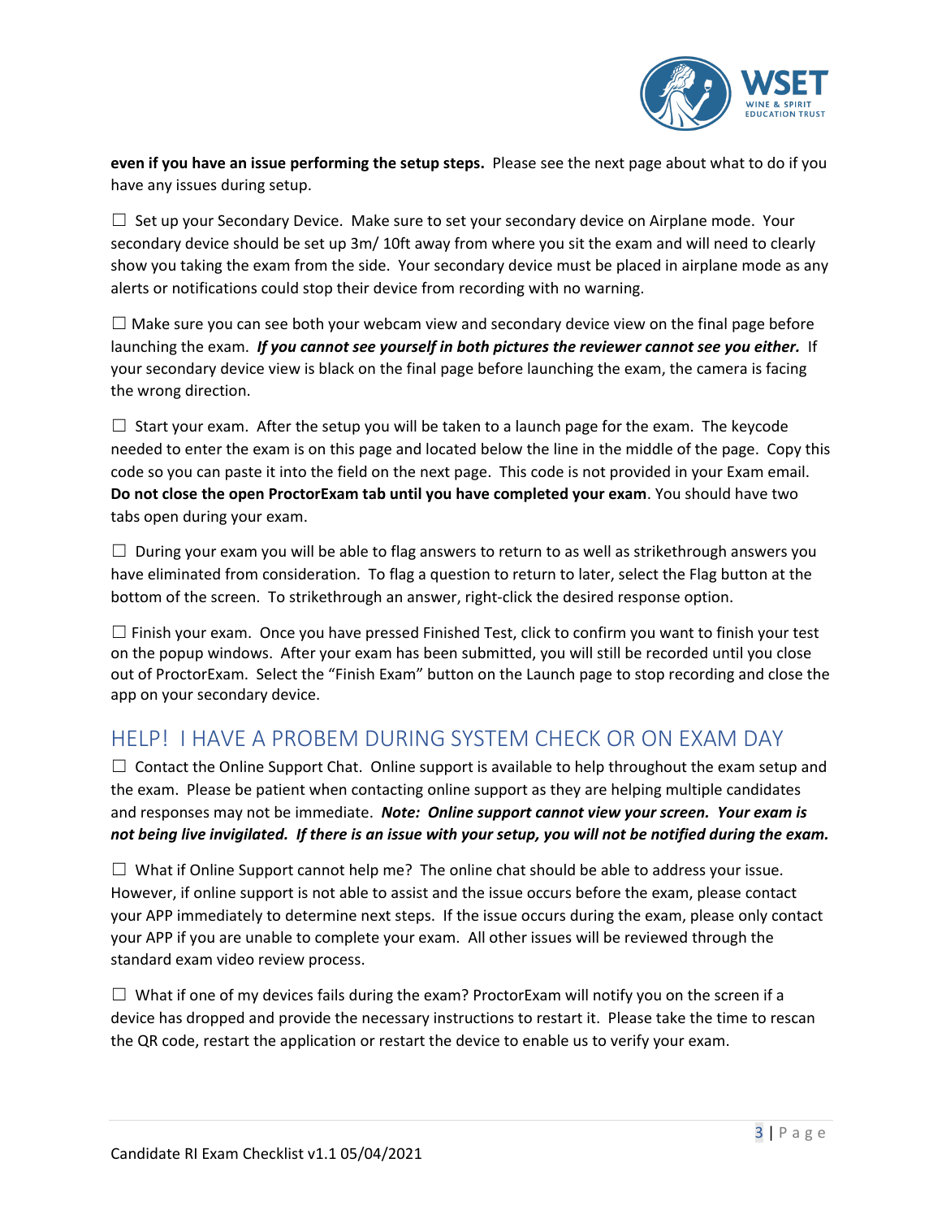**even if you have an issue performing the setup steps.** Please see the next page about what to do if you have any issues during setup.

☐ Set up your Secondary Device. Make sure to set your secondary device on Airplane mode. Your secondary device should be set up 3m/ 10ft away from where you sit the exam and will need to clearly show you taking the exam from the side. Your secondary device must be placed in airplane mode as any alerts or notifications could stop their device from recording with no warning.

☐ Make sure you can see both your webcam view and secondary device view on the final page before launching the exam. ***If you cannot see yourself in both pictures the reviewer cannot see you either.*** If your secondary device view is black on the final page before launching the exam, the camera is facing the wrong direction.

☐ Start your exam. After the setup you will be taken to a launch page for the exam. The keycode needed to enter the exam is on this page and located below the line in the middle of the page. Copy this code so you can paste it into the field on the next page. This code is not provided in your Exam email. **Do not close the open ProctorExam tab until you have completed your exam**. You should have two tabs open during your exam.

☐ During your exam you will be able to flag answers to return to as well as strikethrough answers you have eliminated from consideration. To flag a question to return to later, select the Flag button at the bottom of the screen. To strikethrough an answer, right-click the desired response option.

☐ Finish your exam. Once you have pressed Finished Test, click to confirm you want to finish your test on the popup windows. After your exam has been submitted, you will still be recorded until you close out of ProctorExam. Select the "Finish Exam" button on the Launch page to stop recording and close the app on your secondary device.

## HELP! I HAVE A PROBEM DURING SYSTEM CHECK OR ON EXAM DAY

☐ Contact the Online Support Chat. Online support is available to help throughout the exam setup and the exam. Please be patient when contacting online support as they are helping multiple candidates and responses may not be immediate. ***Note: Online support cannot view your screen. Your exam is not being live invigilated. If there is an issue with your setup, you will not be notified during the exam.***

☐ What if Online Support cannot help me? The online chat should be able to address your issue. However, if online support is not able to assist and the issue occurs before the exam, please contact your APP immediately to determine next steps. If the issue occurs during the exam, please only contact your APP if you are unable to complete your exam. All other issues will be reviewed through the standard exam video review process.

☐ What if one of my devices fails during the exam? ProctorExam will notify you on the screen if a device has dropped and provide the necessary instructions to restart it. Please take the time to rescan the QR code, restart the application or restart the device to enable us to verify your exam.

Candidate RI Exam Checklist v1.1 05/04/2021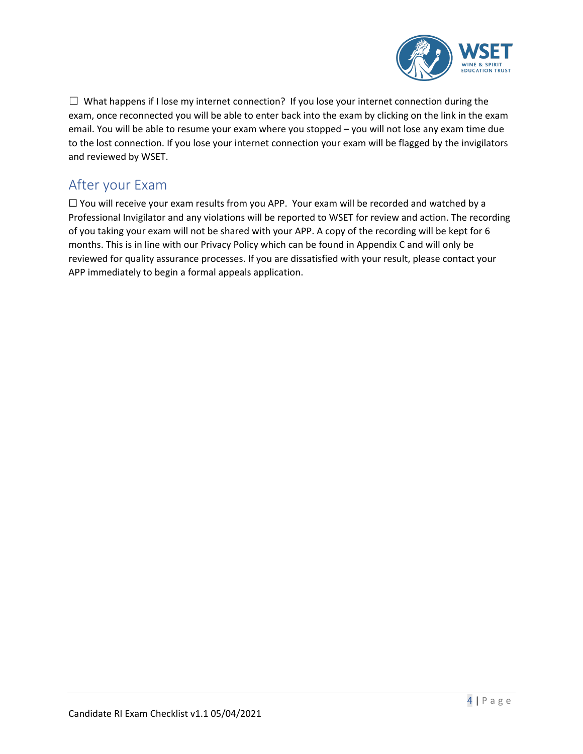☐ What happens if I lose my internet connection? If you lose your internet connection during the exam, once reconnected you will be able to enter back into the exam by clicking on the link in the exam email. You will be able to resume your exam where you stopped – you will not lose any exam time due to the lost connection. If you lose your internet connection your exam will be flagged by the invigilators and reviewed by WSET.

## After your Exam

☐ You will receive your exam results from you APP. Your exam will be recorded and watched by a Professional Invigilator and any violations will be reported to WSET for review and action. The recording of you taking your exam will not be shared with your APP. A copy of the recording will be kept for 6 months. This is in line with our Privacy Policy which can be found in Appendix C and will only be reviewed for quality assurance processes. If you are dissatisfied with your result, please contact your APP immediately to begin a formal appeals application.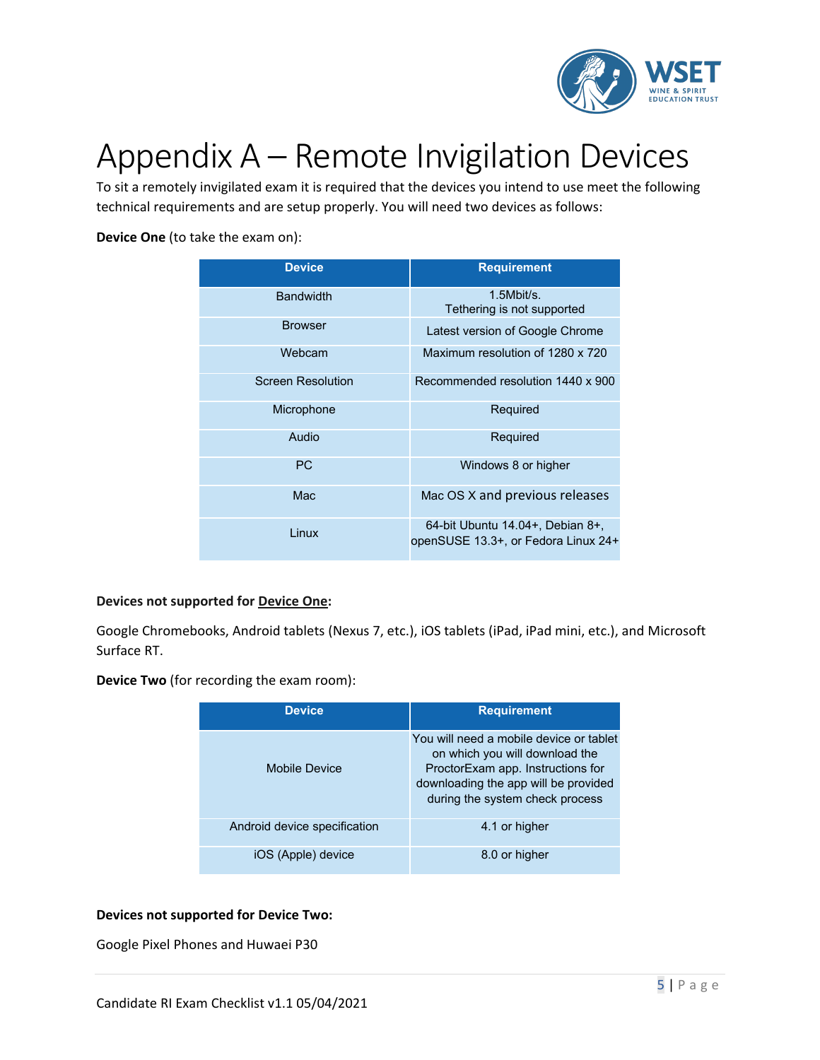# Appendix A – Remote Invigilation Devices

To sit a remotely invigilated exam it is required that the devices you intend to use meet the following technical requirements and are setup properly. You will need two devices as follows:

**Device One** (to take the exam on):

| Device | Requirement |
| --- | --- |
| Bandwidth | 1.5Mbit/s.<br>Tethering is not supported |
| Browser | Latest version of Google Chrome |
| Webcam | Maximum resolution of 1280 x 720 |
| Screen Resolution | Recommended resolution 1440 x 900 |
| Microphone | Required |
| Audio | Required |
| PC | Windows 8 or higher |
| Mac | Mac OS X and previous releases |
| Linux | 64-bit Ubuntu 14.04+, Debian 8+, openSUSE 13.3+, or Fedora Linux 24+ |

**Devices not supported for <u>Device One</u>:**

Google Chromebooks, Android tablets (Nexus 7, etc.), iOS tablets (iPad, iPad mini, etc.), and Microsoft Surface RT.

**Device Two** (for recording the exam room):

| Device | Requirement |
| --- | --- |
| Mobile Device | You will need a mobile device or tablet on which you will download the ProctorExam app. Instructions for downloading the app will be provided during the system check process |
| Android device specification | 4.1 or higher |
| iOS (Apple) device | 8.0 or higher |

**Devices not supported for Device Two:**

Google Pixel Phones and Huwaei P30

Candidate RI Exam Checklist v1.1 05/04/2021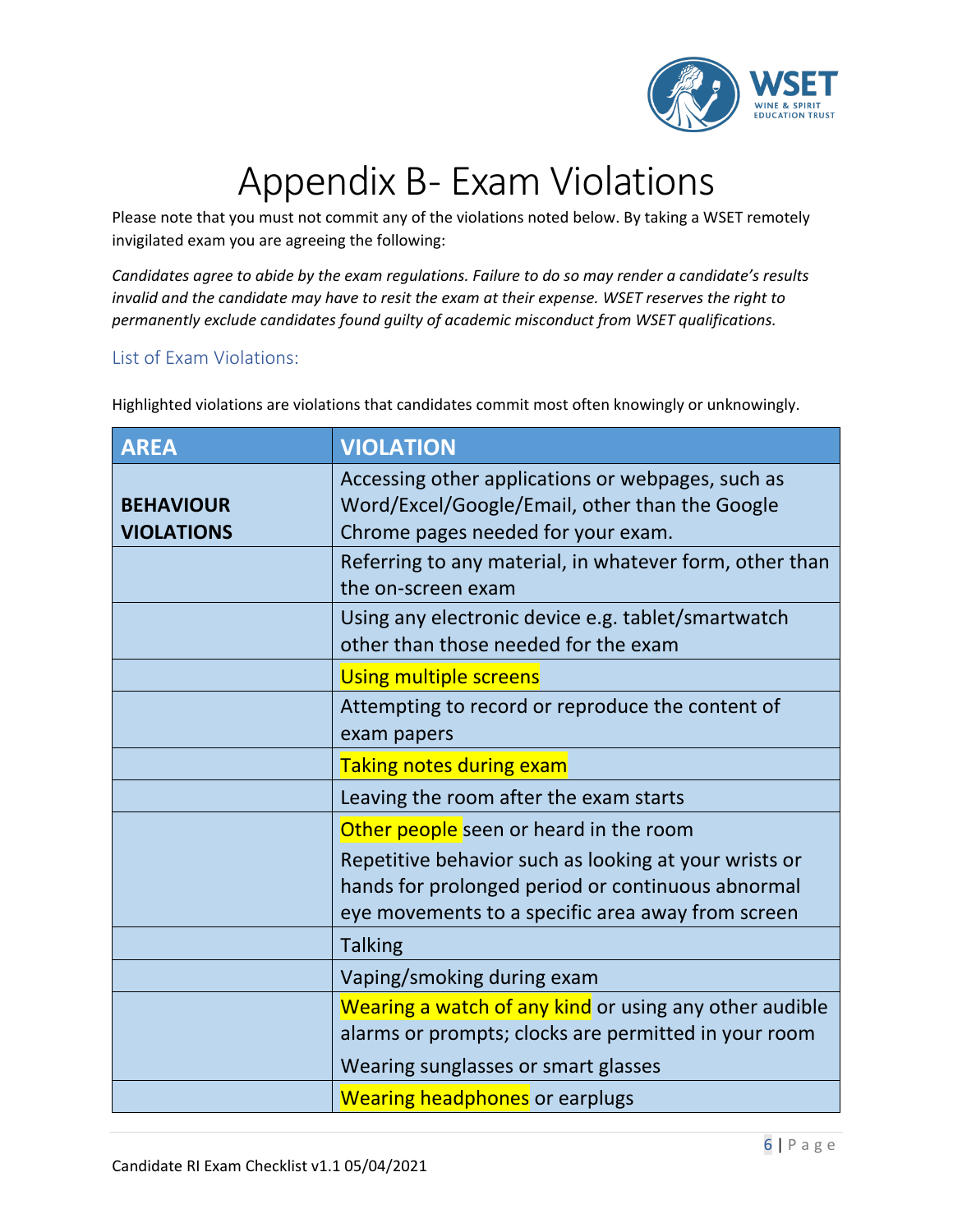# Appendix B- Exam Violations

Please note that you must not commit any of the violations noted below. By taking a WSET remotely invigilated exam you are agreeing the following:

*Candidates agree to abide by the exam regulations. Failure to do so may render a candidate's results invalid and the candidate may have to resit the exam at their expense. WSET reserves the right to permanently exclude candidates found guilty of academic misconduct from WSET qualifications.*

## List of Exam Violations:

Highlighted violations are violations that candidates commit most often knowingly or unknowingly.

| AREA | VIOLATION |
| --- | --- |
| **BEHAVIOUR VIOLATIONS** | Accessing other applications or webpages, such as Word/Excel/Google/Email, other than the Google Chrome pages needed for your exam. |
| | Referring to any material, in whatever form, other than the on-screen exam |
| | Using any electronic device e.g. tablet/smartwatch other than those needed for the exam |
| | Using multiple screens |
| | Attempting to record or reproduce the content of exam papers |
| | Taking notes during exam |
| | Leaving the room after the exam starts |
| | Other people seen or heard in the room<br>Repetitive behavior such as looking at your wrists or hands for prolonged period or continuous abnormal eye movements to a specific area away from screen |
| | Talking |
| | Vaping/smoking during exam |
| | Wearing a watch of any kind or using any other audible alarms or prompts; clocks are permitted in your room<br>Wearing sunglasses or smart glasses |
| | Wearing headphones or earplugs |

Candidate RI Exam Checklist v1.1 05/04/2021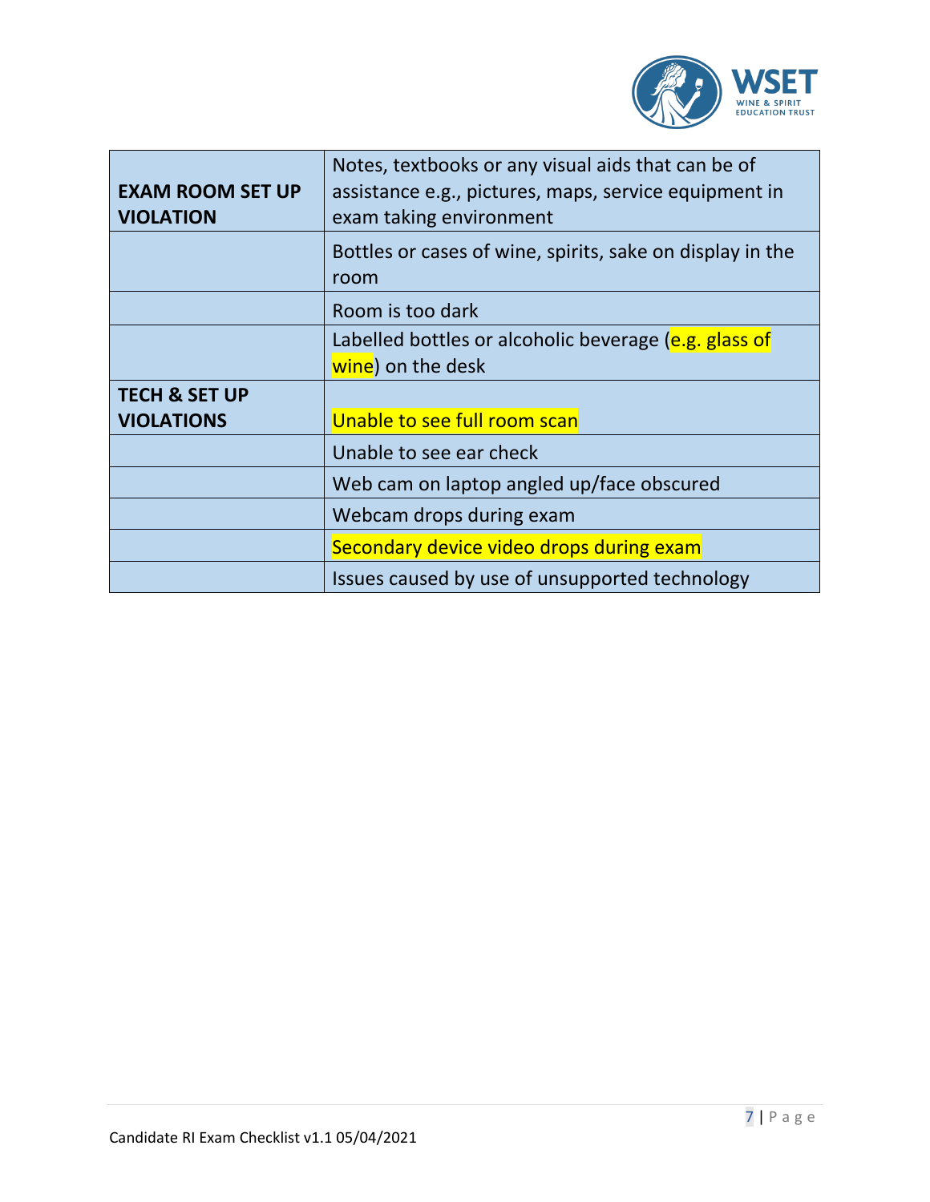| **EXAM ROOM SET UP VIOLATION** | Notes, textbooks or any visual aids that can be of assistance e.g., pictures, maps, service equipment in exam taking environment |
|---|---|
| | Bottles or cases of wine, spirits, sake on display in the room |
| | Room is too dark |
| | Labelled bottles or alcoholic beverage (e.g. glass of wine) on the desk |
| **TECH & SET UP VIOLATIONS** | Unable to see full room scan |
| | Unable to see ear check |
| | Web cam on laptop angled up/face obscured |
| | Webcam drops during exam |
| | Secondary device video drops during exam |
| | Issues caused by use of unsupported technology |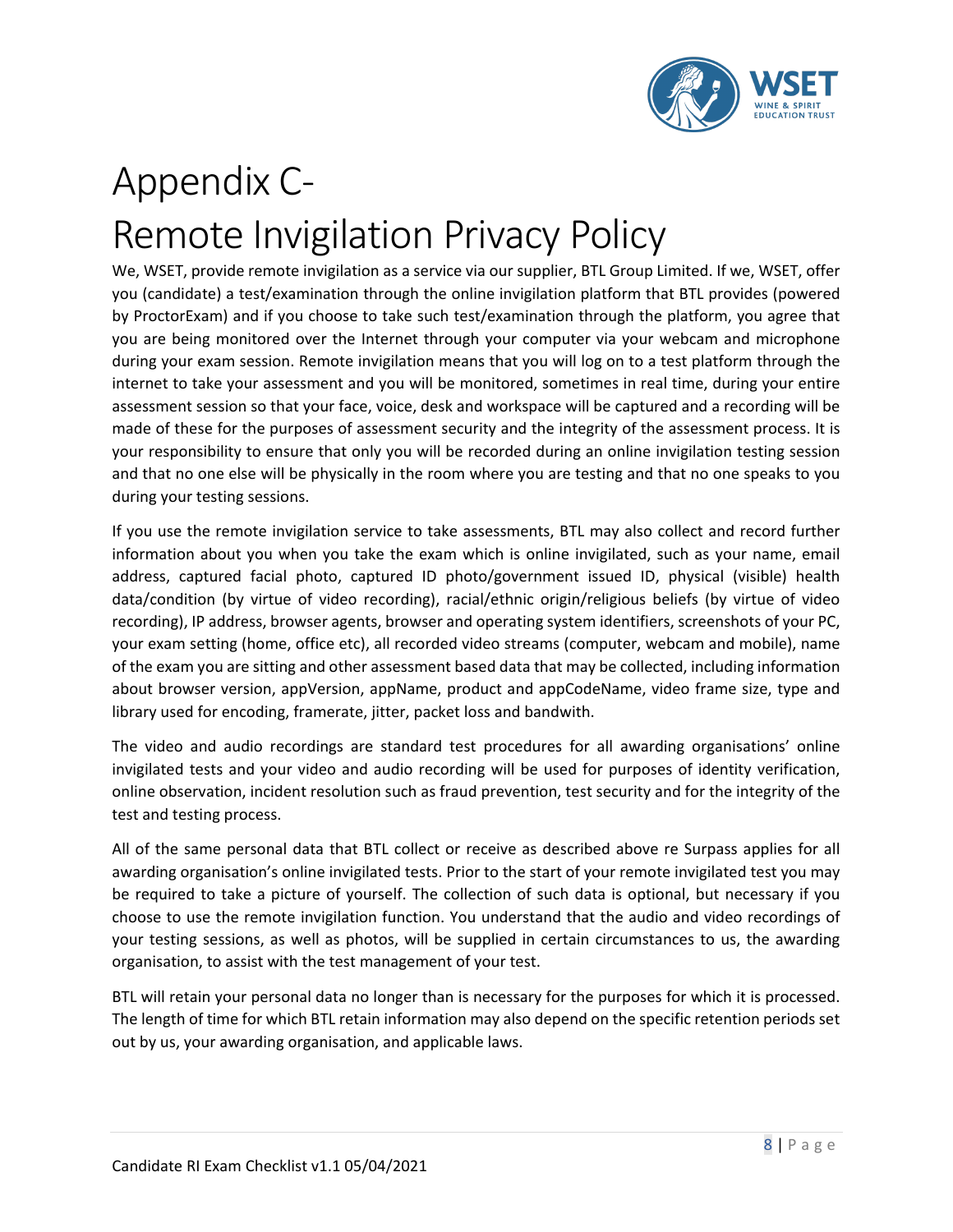# Appendix C-
# Remote Invigilation Privacy Policy

We, WSET, provide remote invigilation as a service via our supplier, BTL Group Limited. If we, WSET, offer you (candidate) a test/examination through the online invigilation platform that BTL provides (powered by ProctorExam) and if you choose to take such test/examination through the platform, you agree that you are being monitored over the Internet through your computer via your webcam and microphone during your exam session. Remote invigilation means that you will log on to a test platform through the internet to take your assessment and you will be monitored, sometimes in real time, during your entire assessment session so that your face, voice, desk and workspace will be captured and a recording will be made of these for the purposes of assessment security and the integrity of the assessment process. It is your responsibility to ensure that only you will be recorded during an online invigilation testing session and that no one else will be physically in the room where you are testing and that no one speaks to you during your testing sessions.

If you use the remote invigilation service to take assessments, BTL may also collect and record further information about you when you take the exam which is online invigilated, such as your name, email address, captured facial photo, captured ID photo/government issued ID, physical (visible) health data/condition (by virtue of video recording), racial/ethnic origin/religious beliefs (by virtue of video recording), IP address, browser agents, browser and operating system identifiers, screenshots of your PC, your exam setting (home, office etc), all recorded video streams (computer, webcam and mobile), name of the exam you are sitting and other assessment based data that may be collected, including information about browser version, appVersion, appName, product and appCodeName, video frame size, type and library used for encoding, framerate, jitter, packet loss and bandwith.

The video and audio recordings are standard test procedures for all awarding organisations' online invigilated tests and your video and audio recording will be used for purposes of identity verification, online observation, incident resolution such as fraud prevention, test security and for the integrity of the test and testing process.

All of the same personal data that BTL collect or receive as described above re Surpass applies for all awarding organisation's online invigilated tests. Prior to the start of your remote invigilated test you may be required to take a picture of yourself. The collection of such data is optional, but necessary if you choose to use the remote invigilation function. You understand that the audio and video recordings of your testing sessions, as well as photos, will be supplied in certain circumstances to us, the awarding organisation, to assist with the test management of your test.

BTL will retain your personal data no longer than is necessary for the purposes for which it is processed. The length of time for which BTL retain information may also depend on the specific retention periods set out by us, your awarding organisation, and applicable laws.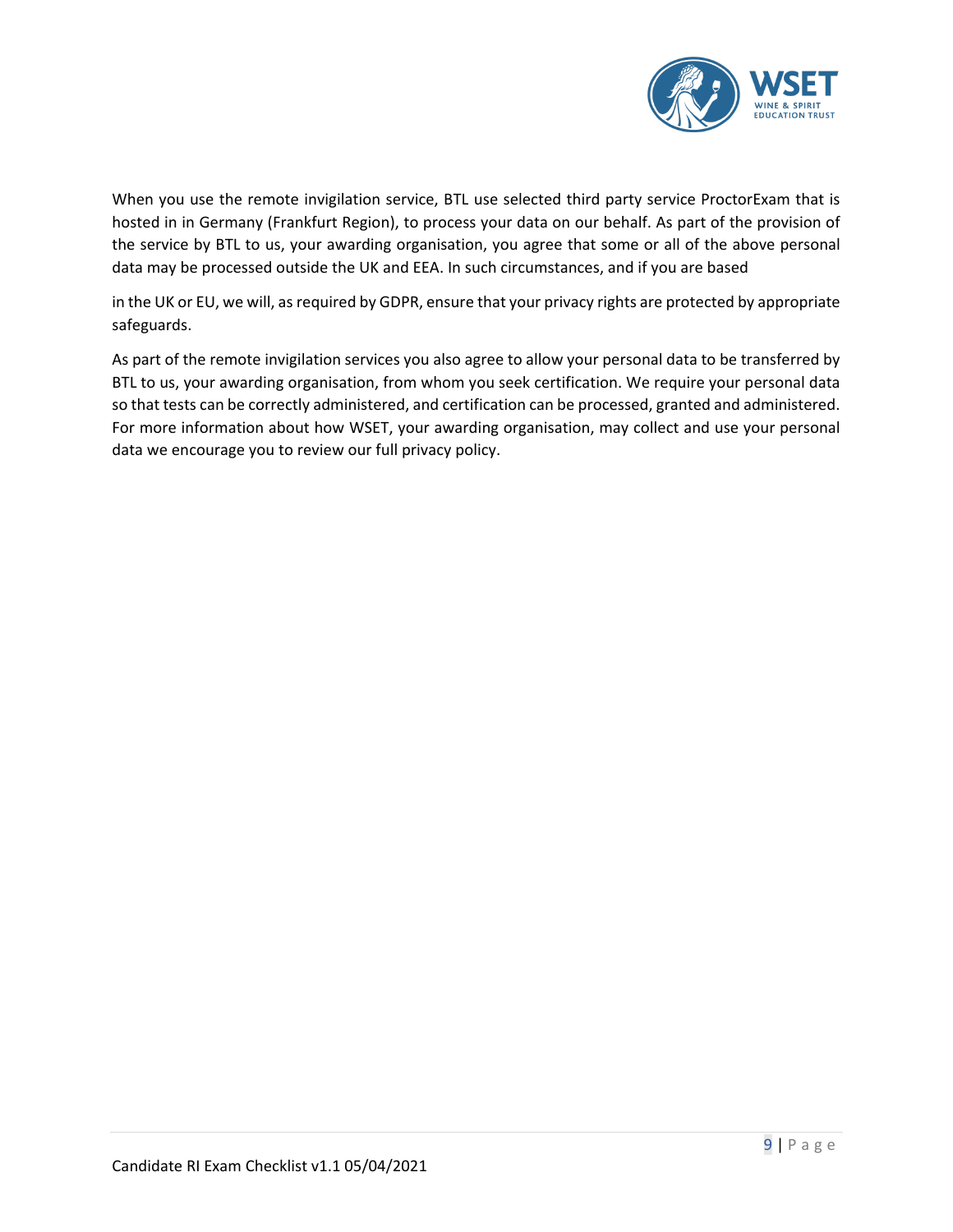When you use the remote invigilation service, BTL use selected third party service ProctorExam that is hosted in in Germany (Frankfurt Region), to process your data on our behalf. As part of the provision of the service by BTL to us, your awarding organisation, you agree that some or all of the above personal data may be processed outside the UK and EEA. In such circumstances, and if you are based

in the UK or EU, we will, as required by GDPR, ensure that your privacy rights are protected by appropriate safeguards.

As part of the remote invigilation services you also agree to allow your personal data to be transferred by BTL to us, your awarding organisation, from whom you seek certification. We require your personal data so that tests can be correctly administered, and certification can be processed, granted and administered. For more information about how WSET, your awarding organisation, may collect and use your personal data we encourage you to review our full privacy policy.